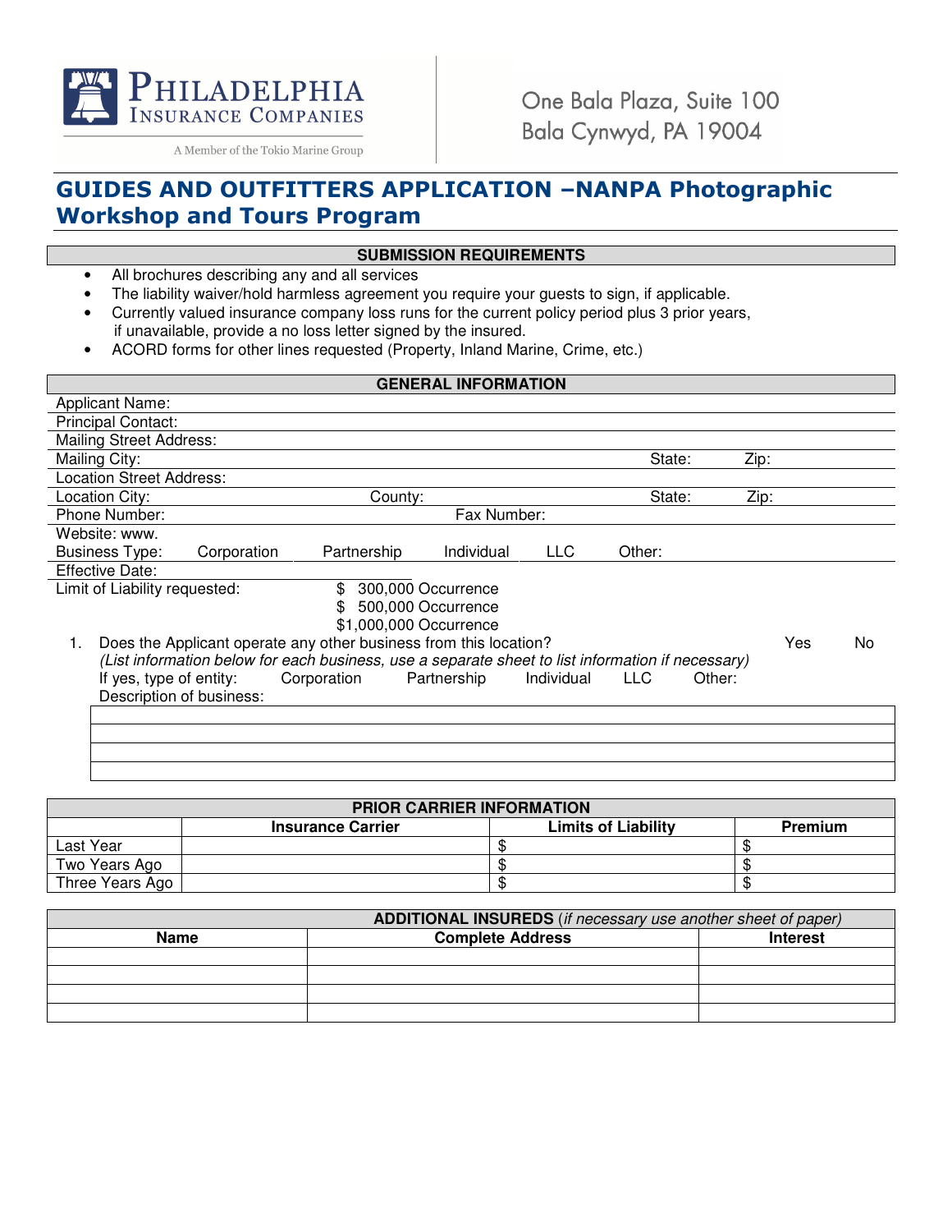PHILADELPHIA INSURANCE COMPANIES

A Member of the Tokio Marine Group

One Bala Plaza, Suite 100
Bala Cynwyd, PA 19004

# GUIDES AND OUTFITTERS APPLICATION –NANPA Photographic Workshop and Tours Program

## SUBMISSION REQUIREMENTS

- All brochures describing any and all services
- The liability waiver/hold harmless agreement you require your guests to sign, if applicable.
- Currently valued insurance company loss runs for the current policy period plus 3 prior years, if unavailable, provide a no loss letter signed by the insured.
- ACORD forms for other lines requested (Property, Inland Marine, Crime, etc.)

## GENERAL INFORMATION

Applicant Name:

Principal Contact:

Mailing Street Address:

Mailing City: State: Zip:

Location Street Address:

Location City: County: State: Zip:

Phone Number: Fax Number:

Website: www.

Business Type: Corporation Partnership Individual LLC Other:

Effective Date:

Limit of Liability requested:
- $ 300,000 Occurrence
- $ 500,000 Occurrence
- $1,000,000 Occurrence

1. Does the Applicant operate any other business from this location? Yes No

   *(List information below for each business, use a separate sheet to list information if necessary)*

   If yes, type of entity: Corporation Partnership Individual LLC Other:

   Description of business:

## PRIOR CARRIER INFORMATION

| | Insurance Carrier | Limits of Liability | Premium |
|---|---|---|---|
| Last Year | | $ | $ |
| Two Years Ago | | $ | $ |
| Three Years Ago | | $ | $ |

## ADDITIONAL INSUREDS *(if necessary use another sheet of paper)*

| Name | Complete Address | Interest |
|---|---|---|
| | | |
| | | |
| | | |
| | | |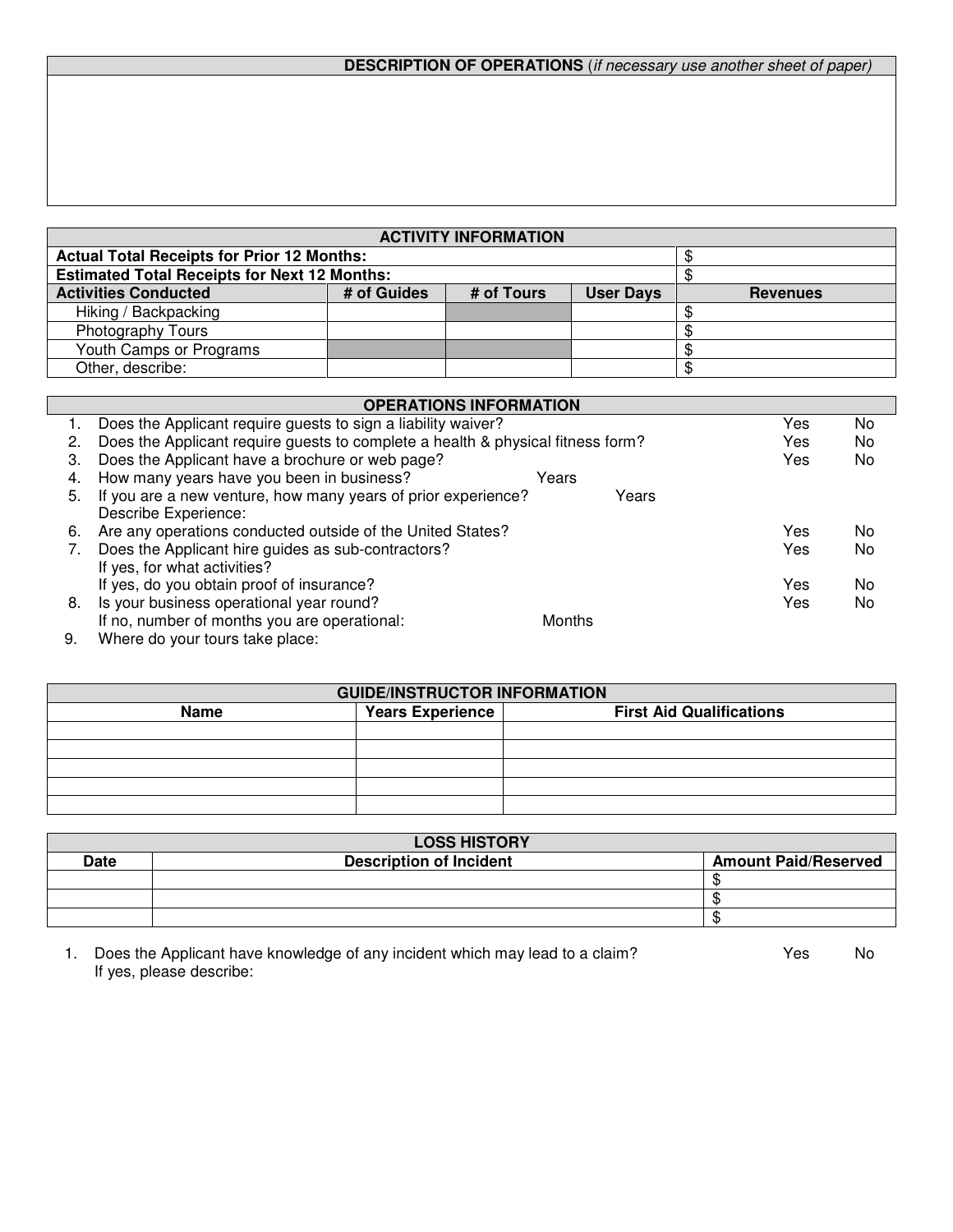| DESCRIPTION OF OPERATIONS (*if necessary use another sheet of paper*) |
|---|
| |

| ACTIVITY INFORMATION | | | | |
|---|---|---|---|---|
| **Actual Total Receipts for Prior 12 Months:** | | | | $ |
| **Estimated Total Receipts for Next 12 Months:** | | | | $ |
| **Activities Conducted** | **# of Guides** | **# of Tours** | **User Days** | **Revenues** |
| Hiking / Backpacking | | | | $ |
| Photography Tours | | | | $ |
| Youth Camps or Programs | | | | $ |
| Other, describe: | | | | $ |

| OPERATIONS INFORMATION | | | |
|---|---|---|---|
| 1. | Does the Applicant require guests to sign a liability waiver? | Yes | No |
| 2. | Does the Applicant require guests to complete a health & physical fitness form? | Yes | No |
| 3. | Does the Applicant have a brochure or web page? | Yes | No |
| 4. | How many years have you been in business? Years | | |
| 5. | If you are a new venture, how many years of prior experience? Years<br>Describe Experience: | | |
| 6. | Are any operations conducted outside of the United States? | Yes | No |
| 7. | Does the Applicant hire guides as sub-contractors?<br>If yes, for what activities? | Yes | No |
| | If yes, do you obtain proof of insurance? | Yes | No |
| 8. | Is your business operational year round?<br>If no, number of months you are operational: Months | Yes | No |
| 9. | Where do your tours take place: | | |

| GUIDE/INSTRUCTOR INFORMATION | | |
|---|---|---|
| **Name** | **Years Experience** | **First Aid Qualifications** |
| | | |
| | | |
| | | |
| | | |
| | | |

| LOSS HISTORY | | |
|---|---|---|
| **Date** | **Description of Incident** | **Amount Paid/Reserved** |
| | | $ |
| | | $ |
| | | $ |

1. Does the Applicant have knowledge of any incident which may lead to a claim? Yes No
   If yes, please describe: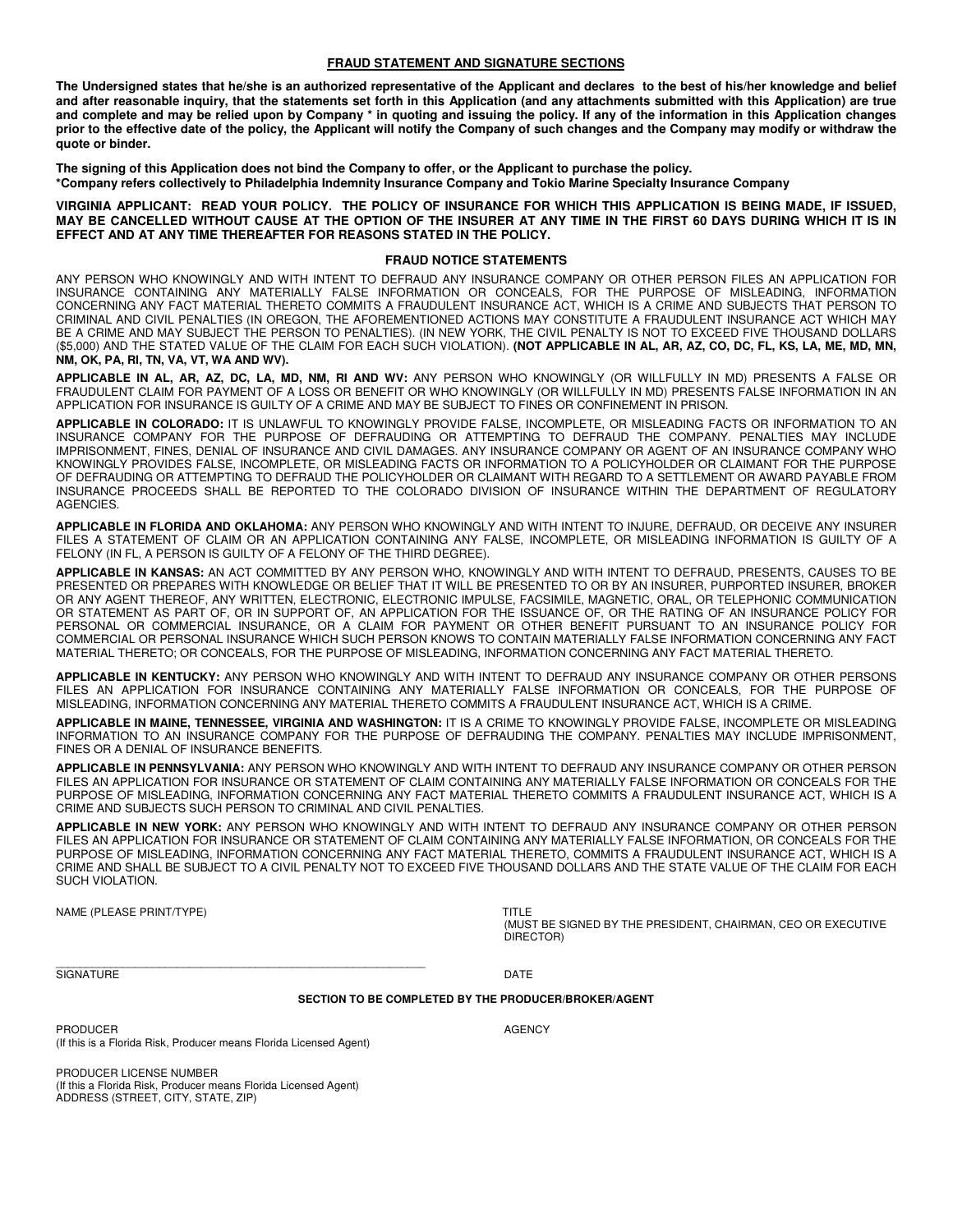## FRAUD STATEMENT AND SIGNATURE SECTIONS

**The Undersigned states that he/she is an authorized representative of the Applicant and declares to the best of his/her knowledge and belief and after reasonable inquiry, that the statements set forth in this Application (and any attachments submitted with this Application) are true and complete and may be relied upon by Company * in quoting and issuing the policy. If any of the information in this Application changes prior to the effective date of the policy, the Applicant will notify the Company of such changes and the Company may modify or withdraw the quote or binder.**

**The signing of this Application does not bind the Company to offer, or the Applicant to purchase the policy.**
**\*Company refers collectively to Philadelphia Indemnity Insurance Company and Tokio Marine Specialty Insurance Company**

**VIRGINIA APPLICANT: READ YOUR POLICY. THE POLICY OF INSURANCE FOR WHICH THIS APPLICATION IS BEING MADE, IF ISSUED, MAY BE CANCELLED WITHOUT CAUSE AT THE OPTION OF THE INSURER AT ANY TIME IN THE FIRST 60 DAYS DURING WHICH IT IS IN EFFECT AND AT ANY TIME THEREAFTER FOR REASONS STATED IN THE POLICY.**

### FRAUD NOTICE STATEMENTS

ANY PERSON WHO KNOWINGLY AND WITH INTENT TO DEFRAUD ANY INSURANCE COMPANY OR OTHER PERSON FILES AN APPLICATION FOR INSURANCE CONTAINING ANY MATERIALLY FALSE INFORMATION OR CONCEALS, FOR THE PURPOSE OF MISLEADING, INFORMATION CONCERNING ANY FACT MATERIAL THERETO COMMITS A FRAUDULENT INSURANCE ACT, WHICH IS A CRIME AND SUBJECTS THAT PERSON TO CRIMINAL AND CIVIL PENALTIES (IN OREGON, THE AFOREMENTIONED ACTIONS MAY CONSTITUTE A FRAUDULENT INSURANCE ACT WHICH MAY BE A CRIME AND MAY SUBJECT THE PERSON TO PENALTIES). (IN NEW YORK, THE CIVIL PENALTY IS NOT TO EXCEED FIVE THOUSAND DOLLARS ($5,000) AND THE STATED VALUE OF THE CLAIM FOR EACH SUCH VIOLATION). **(NOT APPLICABLE IN AL, AR, AZ, CO, DC, FL, KS, LA, ME, MD, MN, NM, OK, PA, RI, TN, VA, VT, WA AND WV).**

**APPLICABLE IN AL, AR, AZ, DC, LA, MD, NM, RI AND WV:** ANY PERSON WHO KNOWINGLY (OR WILLFULLY IN MD) PRESENTS A FALSE OR FRAUDULENT CLAIM FOR PAYMENT OF A LOSS OR BENEFIT OR WHO KNOWINGLY (OR WILLFULLY IN MD) PRESENTS FALSE INFORMATION IN AN APPLICATION FOR INSURANCE IS GUILTY OF A CRIME AND MAY BE SUBJECT TO FINES OR CONFINEMENT IN PRISON.

**APPLICABLE IN COLORADO:** IT IS UNLAWFUL TO KNOWINGLY PROVIDE FALSE, INCOMPLETE, OR MISLEADING FACTS OR INFORMATION TO AN INSURANCE COMPANY FOR THE PURPOSE OF DEFRAUDING OR ATTEMPTING TO DEFRAUD THE COMPANY. PENALTIES MAY INCLUDE IMPRISONMENT, FINES, DENIAL OF INSURANCE AND CIVIL DAMAGES. ANY INSURANCE COMPANY OR AGENT OF AN INSURANCE COMPANY WHO KNOWINGLY PROVIDES FALSE, INCOMPLETE, OR MISLEADING FACTS OR INFORMATION TO A POLICYHOLDER OR CLAIMANT FOR THE PURPOSE OF DEFRAUDING OR ATTEMPTING TO DEFRAUD THE POLICYHOLDER OR CLAIMANT WITH REGARD TO A SETTLEMENT OR AWARD PAYABLE FROM INSURANCE PROCEEDS SHALL BE REPORTED TO THE COLORADO DIVISION OF INSURANCE WITHIN THE DEPARTMENT OF REGULATORY AGENCIES.

**APPLICABLE IN FLORIDA AND OKLAHOMA:** ANY PERSON WHO KNOWINGLY AND WITH INTENT TO INJURE, DEFRAUD, OR DECEIVE ANY INSURER FILES A STATEMENT OF CLAIM OR AN APPLICATION CONTAINING ANY FALSE, INCOMPLETE, OR MISLEADING INFORMATION IS GUILTY OF A FELONY (IN FL, A PERSON IS GUILTY OF A FELONY OF THE THIRD DEGREE).

**APPLICABLE IN KANSAS:** AN ACT COMMITTED BY ANY PERSON WHO, KNOWINGLY AND WITH INTENT TO DEFRAUD, PRESENTS, CAUSES TO BE PRESENTED OR PREPARES WITH KNOWLEDGE OR BELIEF THAT IT WILL BE PRESENTED TO OR BY AN INSURER, PURPORTED INSURER, BROKER OR ANY AGENT THEREOF, ANY WRITTEN, ELECTRONIC, ELECTRONIC IMPULSE, FACSIMILE, MAGNETIC, ORAL, OR TELEPHONIC COMMUNICATION OR STATEMENT AS PART OF, OR IN SUPPORT OF, AN APPLICATION FOR THE ISSUANCE OF, OR THE RATING OF AN INSURANCE POLICY FOR PERSONAL OR COMMERCIAL INSURANCE, OR A CLAIM FOR PAYMENT OR OTHER BENEFIT PURSUANT TO AN INSURANCE POLICY FOR COMMERCIAL OR PERSONAL INSURANCE WHICH SUCH PERSON KNOWS TO CONTAIN MATERIALLY FALSE INFORMATION CONCERNING ANY FACT MATERIAL THERETO; OR CONCEALS, FOR THE PURPOSE OF MISLEADING, INFORMATION CONCERNING ANY FACT MATERIAL THERETO.

**APPLICABLE IN KENTUCKY:** ANY PERSON WHO KNOWINGLY AND WITH INTENT TO DEFRAUD ANY INSURANCE COMPANY OR OTHER PERSONS FILES AN APPLICATION FOR INSURANCE CONTAINING ANY MATERIALLY FALSE INFORMATION OR CONCEALS, FOR THE PURPOSE OF MISLEADING, INFORMATION CONCERNING ANY MATERIAL THERETO COMMITS A FRAUDULENT INSURANCE ACT, WHICH IS A CRIME.

**APPLICABLE IN MAINE, TENNESSEE, VIRGINIA AND WASHINGTON:** IT IS A CRIME TO KNOWINGLY PROVIDE FALSE, INCOMPLETE OR MISLEADING INFORMATION TO AN INSURANCE COMPANY FOR THE PURPOSE OF DEFRAUDING THE COMPANY. PENALTIES MAY INCLUDE IMPRISONMENT, FINES OR A DENIAL OF INSURANCE BENEFITS.

**APPLICABLE IN PENNSYLVANIA:** ANY PERSON WHO KNOWINGLY AND WITH INTENT TO DEFRAUD ANY INSURANCE COMPANY OR OTHER PERSON FILES AN APPLICATION FOR INSURANCE OR STATEMENT OF CLAIM CONTAINING ANY MATERIALLY FALSE INFORMATION OR CONCEALS FOR THE PURPOSE OF MISLEADING, INFORMATION CONCERNING ANY FACT MATERIAL THERETO COMMITS A FRAUDULENT INSURANCE ACT, WHICH IS A CRIME AND SUBJECTS SUCH PERSON TO CRIMINAL AND CIVIL PENALTIES.

**APPLICABLE IN NEW YORK:** ANY PERSON WHO KNOWINGLY AND WITH INTENT TO DEFRAUD ANY INSURANCE COMPANY OR OTHER PERSON FILES AN APPLICATION FOR INSURANCE OR STATEMENT OF CLAIM CONTAINING ANY MATERIALLY FALSE INFORMATION, OR CONCEALS FOR THE PURPOSE OF MISLEADING, INFORMATION CONCERNING ANY FACT MATERIAL THERETO, COMMITS A FRAUDULENT INSURANCE ACT, WHICH IS A CRIME AND SHALL BE SUBJECT TO A CIVIL PENALTY NOT TO EXCEED FIVE THOUSAND DOLLARS AND THE STATE VALUE OF THE CLAIM FOR EACH SUCH VIOLATION.

NAME (PLEASE PRINT/TYPE)

TITLE
(MUST BE SIGNED BY THE PRESIDENT, CHAIRMAN, CEO OR EXECUTIVE DIRECTOR)

_______________________________________________
SIGNATURE

DATE

**SECTION TO BE COMPLETED BY THE PRODUCER/BROKER/AGENT**

PRODUCER
(If this is a Florida Risk, Producer means Florida Licensed Agent)

AGENCY

PRODUCER LICENSE NUMBER
(If this a Florida Risk, Producer means Florida Licensed Agent)
ADDRESS (STREET, CITY, STATE, ZIP)